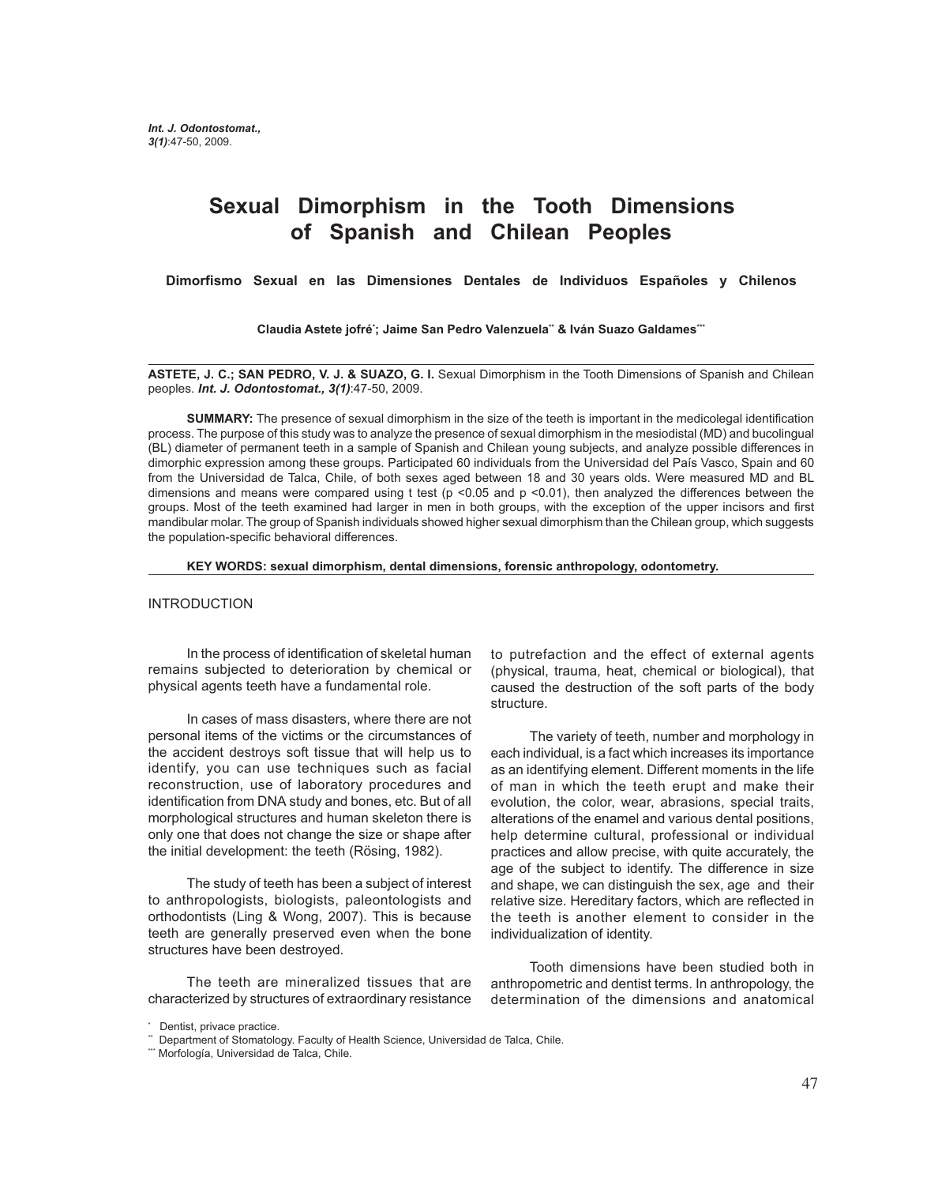# Sexual Dimorphism in the Tooth Dimensions of Spanish and Chilean Peoples

### Dimorfismo Sexual en las Dimensiones Dentales de Individuos Españoles y Chilenos

**Claudia Astete jofré*; Jaime San Pedro Valenzuela** & Iván Suazo Galdames*****

**ASTETE, J. C.; SAN PEDRO, V. J. & SUAZO, G. I.** Sexual Dimorphism in the Tooth Dimensions of Spanish and Chilean peoples. ***Int. J. Odontostomat., 3(1)***:47-50, 2009.

**SUMMARY:** The presence of sexual dimorphism in the size of the teeth is important in the medicolegal identification process. The purpose of this study was to analyze the presence of sexual dimorphism in the mesiodistal (MD) and bucolingual (BL) diameter of permanent teeth in a sample of Spanish and Chilean young subjects, and analyze possible differences in dimorphic expression among these groups. Participated 60 individuals from the Universidad del País Vasco, Spain and 60 from the Universidad de Talca, Chile, of both sexes aged between 18 and 30 years olds. Were measured MD and BL dimensions and means were compared using t test ($p < 0.05$ and $p < 0.01$), then analyzed the differences between the groups. Most of the teeth examined had larger in men in both groups, with the exception of the upper incisors and first mandibular molar. The group of Spanish individuals showed higher sexual dimorphism than the Chilean group, which suggests the population-specific behavioral differences.

**KEY WORDS: sexual dimorphism, dental dimensions, forensic anthropology, odontometry.**

## INTRODUCTION

In the process of identification of skeletal human remains subjected to deterioration by chemical or physical agents teeth have a fundamental role.

In cases of mass disasters, where there are not personal items of the victims or the circumstances of the accident destroys soft tissue that will help us to identify, you can use techniques such as facial reconstruction, use of laboratory procedures and identification from DNA study and bones, etc. But of all morphological structures and human skeleton there is only one that does not change the size or shape after the initial development: the teeth (Rösing, 1982).

The study of teeth has been a subject of interest to anthropologists, biologists, paleontologists and orthodontists (Ling & Wong, 2007). This is because teeth are generally preserved even when the bone structures have been destroyed.

The teeth are mineralized tissues that are characterized by structures of extraordinary resistance to putrefaction and the effect of external agents (physical, trauma, heat, chemical or biological), that caused the destruction of the soft parts of the body structure.

The variety of teeth, number and morphology in each individual, is a fact which increases its importance as an identifying element. Different moments in the life of man in which the teeth erupt and make their evolution, the color, wear, abrasions, special traits, alterations of the enamel and various dental positions, help determine cultural, professional or individual practices and allow precise, with quite accurately, the age of the subject to identify. The difference in size and shape, we can distinguish the sex, age and their relative size. Hereditary factors, which are reflected in the teeth is another element to consider in the individualization of identity.

Tooth dimensions have been studied both in anthropometric and dentist terms. In anthropology, the determination of the dimensions and anatomical

\* Dentist, privace practice.

\*\* Department of Stomatology. Faculty of Health Science, Universidad de Talca, Chile.

\*\*\* Morfología, Universidad de Talca, Chile.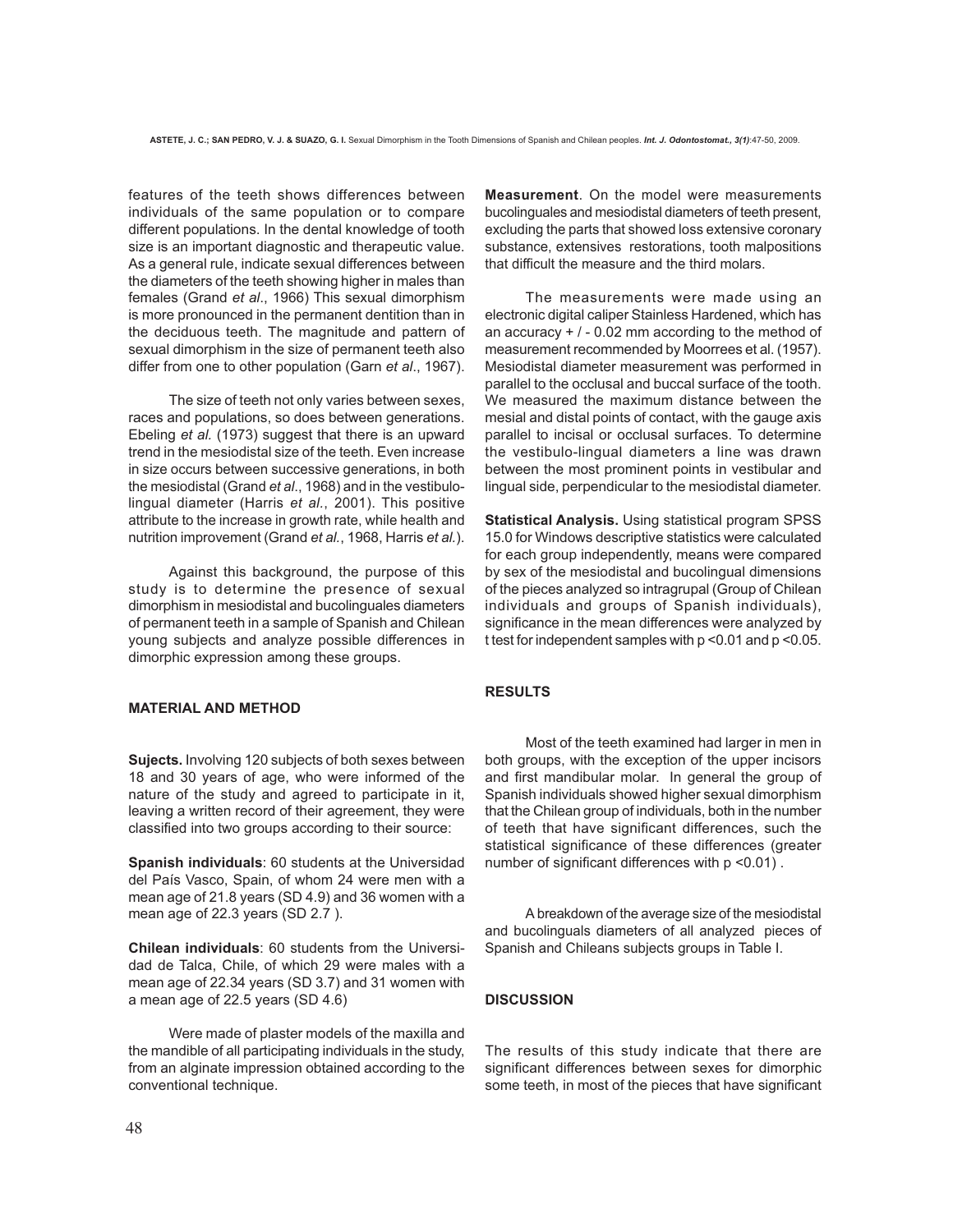features of the teeth shows differences between individuals of the same population or to compare different populations. In the dental knowledge of tooth size is an important diagnostic and therapeutic value. As a general rule, indicate sexual differences between the diameters of the teeth showing higher in males than females (Grand *et al*., 1966) This sexual dimorphism is more pronounced in the permanent dentition than in the deciduous teeth. The magnitude and pattern of sexual dimorphism in the size of permanent teeth also differ from one to other population (Garn *et al*., 1967).

The size of teeth not only varies between sexes, races and populations, so does between generations. Ebeling *et al.* (1973) suggest that there is an upward trend in the mesiodistal size of the teeth. Even increase in size occurs between successive generations, in both the mesiodistal (Grand *et al*., 1968) and in the vestibulo-lingual diameter (Harris *et al.*, 2001). This positive attribute to the increase in growth rate, while health and nutrition improvement (Grand *et al.*, 1968, Harris *et al.*).

Against this background, the purpose of this study is to determine the presence of sexual dimorphism in mesiodistal and bucolinguales diameters of permanent teeth in a sample of Spanish and Chilean young subjects and analyze possible differences in dimorphic expression among these groups.

## MATERIAL AND METHOD

**Sujects.** Involving 120 subjects of both sexes between 18 and 30 years of age, who were informed of the nature of the study and agreed to participate in it, leaving a written record of their agreement, they were classified into two groups according to their source:

**Spanish individuals**: 60 students at the Universidad del País Vasco, Spain, of whom 24 were men with a mean age of 21.8 years (SD 4.9) and 36 women with a mean age of 22.3 years (SD 2.7 ).

**Chilean individuals**: 60 students from the Universidad de Talca, Chile, of which 29 were males with a mean age of 22.34 years (SD 3.7) and 31 women with a mean age of 22.5 years (SD 4.6)

Were made of plaster models of the maxilla and the mandible of all participating individuals in the study, from an alginate impression obtained according to the conventional technique.

**Measurement**. On the model were measurements bucolinguales and mesiodistal diameters of teeth present, excluding the parts that showed loss extensive coronary substance, extensives restorations, tooth malpositions that difficult the measure and the third molars.

The measurements were made using an electronic digital caliper Stainless Hardened, which has an accuracy + / - 0.02 mm according to the method of measurement recommended by Moorrees et al. (1957). Mesiodistal diameter measurement was performed in parallel to the occlusal and buccal surface of the tooth. We measured the maximum distance between the mesial and distal points of contact, with the gauge axis parallel to incisal or occlusal surfaces. To determine the vestibulo-lingual diameters a line was drawn between the most prominent points in vestibular and lingual side, perpendicular to the mesiodistal diameter.

**Statistical Analysis.** Using statistical program SPSS 15.0 for Windows descriptive statistics were calculated for each group independently, means were compared by sex of the mesiodistal and bucolingual dimensions of the pieces analyzed so intragrupal (Group of Chilean individuals and groups of Spanish individuals), significance in the mean differences were analyzed by t test for independent samples with $p < 0.01$ and $p < 0.05$.

## RESULTS

Most of the teeth examined had larger in men in both groups, with the exception of the upper incisors and first mandibular molar. In general the group of Spanish individuals showed higher sexual dimorphism that the Chilean group of individuals, both in the number of teeth that have significant differences, such the statistical significance of these differences (greater number of significant differences with $p < 0.01$) .

A breakdown of the average size of the mesiodistal and bucolinguals diameters of all analyzed pieces of Spanish and Chileans subjects groups in Table I.

## DISCUSSION

The results of this study indicate that there are significant differences between sexes for dimorphic some teeth, in most of the pieces that have significant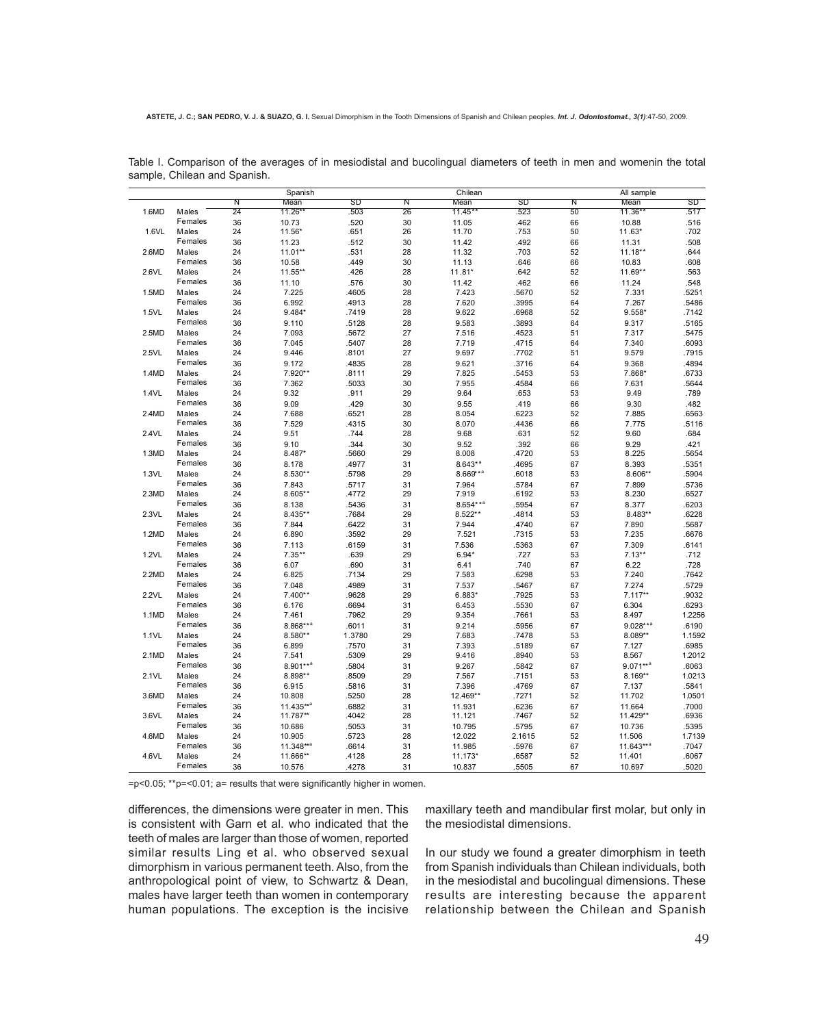Table I. Comparison of the averages of in mesiodistal and bucolingual diameters of teeth in men and womenin the total sample, Chilean and Spanish.

| | | Spanish | | | Chilean | | | All sample | | |
|---|---|---|---|---|---|---|---|---|---|---|
| | | N | Mean | SD | N | Mean | SD | N | Mean | SD |
| 1.6MD | Males | 24 | 11.26** | .503 | 26 | 11.45** | .523 | 50 | 11.36** | .517 |
| | Females | 36 | 10.73 | .520 | 30 | 11.05 | .462 | 66 | 10.88 | .516 |
| 1.6VL | Males | 24 | 11.56* | .651 | 26 | 11.70 | .753 | 50 | 11.63* | .702 |
| | Females | 36 | 11.23 | .512 | 30 | 11.42 | .492 | 66 | 11.31 | .508 |
| 2.6MD | Males | 24 | 11.01** | .531 | 28 | 11.32 | .703 | 52 | 11.18** | .644 |
| | Females | 36 | 10.58 | .449 | 30 | 11.13 | .646 | 66 | 10.83 | .608 |
| 2.6VL | Males | 24 | 11.55** | .426 | 28 | 11.81* | .642 | 52 | 11.69** | .563 |
| | Females | 36 | 11.10 | .576 | 30 | 11.42 | .462 | 66 | 11.24 | .548 |
| 1.5MD | Males | 24 | 7.225 | .4605 | 28 | 7.423 | .5670 | 52 | 7.331 | .5251 |
| | Females | 36 | 6.992 | .4913 | 28 | 7.620 | .3995 | 64 | 7.267 | .5486 |
| 1.5VL | Males | 24 | 9.484* | .7419 | 28 | 9.622 | .6968 | 52 | 9.558* | .7142 |
| | Females | 36 | 9.110 | .5128 | 28 | 9.583 | .3893 | 64 | 9.317 | .5165 |
| 2.5MD | Males | 24 | 7.093 | .5672 | 27 | 7.516 | .4523 | 51 | 7.317 | .5475 |
| | Females | 36 | 7.045 | .5407 | 28 | 7.719 | .4715 | 64 | 7.340 | .6093 |
| 2.5VL | Males | 24 | 9.446 | .8101 | 27 | 9.697 | .7702 | 51 | 9.579 | .7915 |
| | Females | 36 | 9.172 | .4835 | 28 | 9.621 | .3716 | 64 | 9.368 | .4894 |
| 1.4MD | Males | 24 | 7.920** | .8111 | 29 | 7.825 | .5453 | 53 | 7.868* | .6733 |
| | Females | 36 | 7.362 | .5033 | 30 | 7.955 | .4584 | 66 | 7.631 | .5644 |
| 1.4VL | Males | 24 | 9.32 | .911 | 29 | 9.64 | .653 | 53 | 9.49 | .789 |
| | Females | 36 | 9.09 | .429 | 30 | 9.55 | .419 | 66 | 9.30 | .482 |
| 2.4MD | Males | 24 | 7.688 | .6521 | 28 | 8.054 | .6223 | 52 | 7.885 | .6563 |
| | Females | 36 | 7.529 | .4315 | 30 | 8.070 | .4436 | 66 | 7.775 | .5116 |
| 2.4VL | Males | 24 | 9.51 | .744 | 28 | 9.68 | .631 | 52 | 9.60 | .684 |
| | Females | 36 | 9.10 | .344 | 30 | 9.52 | .392 | 66 | 9.29 | .421 |
| 1.3MD | Males | 24 | 8.487* | .5660 | 29 | 8.008 | .4720 | 53 | 8.225 | .5654 |
| | Females | 36 | 8.178 | .4977 | 31 | 8.643*[a] | .4695 | 67 | 8.393 | .5351 |
| 1.3VL | Males | 24 | 8.530** | .5798 | 29 | 8.669**[a] | .6018 | 53 | 8.606** | .5904 |
| | Females | 36 | 7.843 | .5717 | 31 | 7.964 | .5784 | 67 | 7.899 | .5736 |
| 2.3MD | Males | 24 | 8.605** | .4772 | 29 | 7.919 | .6192 | 53 | 8.230 | .6527 |
| | Females | 36 | 8.138 | .5436 | 31 | 8.654**[a] | .5954 | 67 | 8.377 | .6203 |
| 2.3VL | Males | 24 | 8.435** | .7684 | 29 | 8.522** | .4814 | 53 | 8.483** | .6228 |
| | Females | 36 | 7.844 | .6422 | 31 | 7.944 | .4740 | 67 | 7.890 | .5687 |
| 1.2MD | Males | 24 | 6.890 | .3592 | 29 | 7.521 | .7315 | 53 | 7.235 | .6676 |
| | Females | 36 | 7.113 | .6159 | 31 | 7.536 | .5363 | 67 | 7.309 | .6141 |
| 1.2VL | Males | 24 | 7.35** | .639 | 29 | 6.94* | .727 | 53 | 7.13** | .712 |
| | Females | 36 | 6.07 | .690 | 31 | 6.41 | .740 | 67 | 6.22 | .728 |
| 2.2MD | Males | 24 | 6.825 | .7134 | 29 | 7.583 | .6298 | 53 | 7.240 | .7642 |
| | Females | 36 | 7.048 | .4989 | 31 | 7.537 | .5467 | 67 | 7.274 | .5729 |
| 2.2VL | Males | 24 | 7.400** | .9628 | 29 | 6.883* | .7925 | 53 | 7.117** | .9032 |
| | Females | 36 | 6.176 | .6694 | 31 | 6.453 | .5530 | 67 | 6.304 | .6293 |
| 1.1MD | Males | 24 | 7.461 | .7962 | 29 | 9.354 | .7661 | 53 | 8.497 | 1.2256 |
| | Females | 36 | 8.868**[a] | .6011 | 31 | 9.214 | .5956 | 67 | 9.028**[a] | .6190 |
| 1.1VL | Males | 24 | 8.580** | 1.3780 | 29 | 7.683 | .7478 | 53 | 8.089** | 1.1592 |
| | Females | 36 | 6.899 | .7570 | 31 | 7.393 | .5189 | 67 | 7.127 | .6985 |
| 2.1MD | Males | 24 | 7.541 | .5309 | 29 | 9.416 | .8940 | 53 | 8.567 | 1.2012 |
| | Females | 36 | 8.901**[a] | .5804 | 31 | 9.267 | .5842 | 67 | 9.071**[a] | .6063 |
| 2.1VL | Males | 24 | 8.898** | .8509 | 29 | 7.567 | .7151 | 53 | 8.169** | 1.0213 |
| | Females | 36 | 6.915 | .5816 | 31 | 7.396 | .4769 | 67 | 7.137 | .5841 |
| 3.6MD | Males | 24 | 10.808 | .5250 | 28 | 12.469** | .7271 | 52 | 11.702 | 1.0501 |
| | Females | 36 | 11.435**[a] | .6882 | 31 | 11.931 | .6236 | 67 | 11.664 | .7000 |
| 3.6VL | Males | 24 | 11.787** | .4042 | 28 | 11.121 | .7467 | 52 | 11.429** | .6936 |
| | Females | 36 | 10.686 | .5053 | 31 | 10.795 | .5795 | 67 | 10.736 | .5395 |
| 4.6MD | Males | 24 | 10.905 | .5723 | 28 | 12.022 | 2.1615 | 52 | 11.506 | 1.7139 |
| | Females | 36 | 11.348**[a] | .6614 | 31 | 11.985 | .5976 | 67 | 11.643**[a] | .7047 |
| 4.6VL | Males | 24 | 11.666** | .4128 | 28 | 11.173* | .6587 | 52 | 11.401 | .6067 |
| | Females | 36 | 10.576 | .4278 | 31 | 10.837 | .5505 | 67 | 10.697 | .5020 |

=p<0.05; **p=<0.01; a= results that were significantly higher in women.

differences, the dimensions were greater in men. This is consistent with Garn et al. who indicated that the teeth of males are larger than those of women, reported similar results Ling et al. who observed sexual dimorphism in various permanent teeth. Also, from the anthropological point of view, to Schwartz & Dean, males have larger teeth than women in contemporary human populations. The exception is the incisive maxillary teeth and mandibular first molar, but only in the mesiodistal dimensions.

In our study we found a greater dimorphism in teeth from Spanish individuals than Chilean individuals, both in the mesiodistal and bucolingual dimensions. These results are interesting because the apparent relationship between the Chilean and Spanish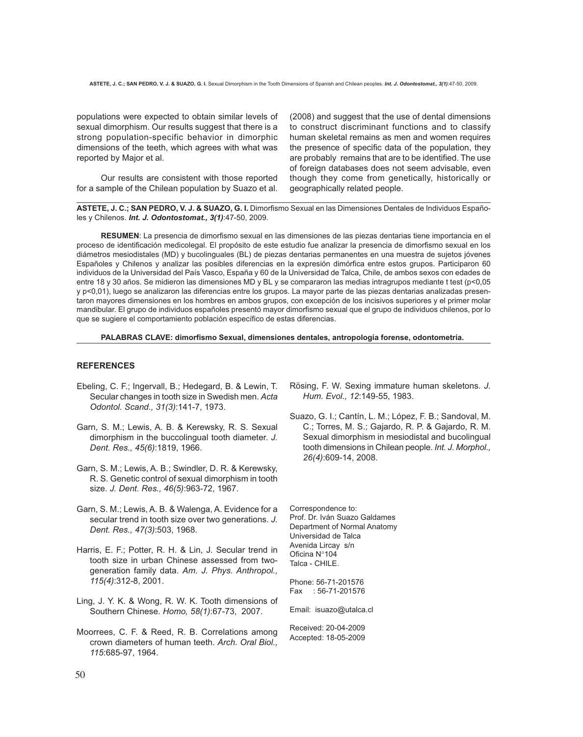populations were expected to obtain similar levels of sexual dimorphism. Our results suggest that there is a strong population-specific behavior in dimorphic dimensions of the teeth, which agrees with what was reported by Major et al.

Our results are consistent with those reported for a sample of the Chilean population by Suazo et al. (2008) and suggest that the use of dental dimensions to construct discriminant functions and to classify human skeletal remains as men and women requires the presence of specific data of the population, they are probably remains that are to be identified. The use of foreign databases does not seem advisable, even though they come from genetically, historically or geographically related people.

---

**ASTETE, J. C.; SAN PEDRO, V. J. & SUAZO, G. I.** Dimorfismo Sexual en las Dimensiones Dentales de Individuos Españoles y Chilenos. ***Int. J. Odontostomat., 3(1)***:47-50, 2009.

**RESUMEN**: La presencia de dimorfismo sexual en las dimensiones de las piezas dentarias tiene importancia en el proceso de identificación medicolegal. El propósito de este estudio fue analizar la presencia de dimorfismo sexual en los diámetros mesiodistales (MD) y bucolinguales (BL) de piezas dentarias permanentes en una muestra de sujetos jóvenes Españoles y Chilenos y analizar las posibles diferencias en la expresión dimórfica entre estos grupos. Participaron 60 individuos de la Universidad del País Vasco, España y 60 de la Universidad de Talca, Chile, de ambos sexos con edades de entre 18 y 30 años. Se midieron las dimensiones MD y BL y se compararon las medias intragrupos mediante t test ($p<0,05$ y $p<0,01$), luego se analizaron las diferencias entre los grupos. La mayor parte de las piezas dentarias analizadas presentaron mayores dimensiones en los hombres en ambos grupos, con excepción de los incisivos superiores y el primer molar mandibular. El grupo de individuos españoles presentó mayor dimorfismo sexual que el grupo de individuos chilenos, por lo que se sugiere el comportamiento población específico de estas diferencias.

**PALABRAS CLAVE: dimorfismo Sexual, dimensiones dentales, antropología forense, odontometría.**

---

## REFERENCES

Ebeling, C. F.; Ingervall, B.; Hedegard, B. & Lewin, T. Secular changes in tooth size in Swedish men. *Acta Odontol. Scand., 31(3)*:141-7, 1973.

Garn, S. M.; Lewis, A. B. & Kerewsky, R. S. Sexual dimorphism in the buccolingual tooth diameter. *J. Dent. Res., 45(6)*:1819, 1966.

Garn, S. M.; Lewis, A. B.; Swindler, D. R. & Kerewsky, R. S. Genetic control of sexual dimorphism in tooth size. *J. Dent. Res., 46(5)*:963-72, 1967.

Garn, S. M.; Lewis, A. B. & Walenga, A. Evidence for a secular trend in tooth size over two generations. *J. Dent. Res., 47(3)*:503, 1968.

Harris, E. F.; Potter, R. H. & Lin, J. Secular trend in tooth size in urban Chinese assessed from two-generation family data. *Am. J. Phys. Anthropol., 115(4)*:312-8, 2001.

Ling, J. Y. K. & Wong, R. W. K. Tooth dimensions of Southern Chinese. *Homo, 58(1)*:67-73, 2007.

Moorrees, C. F. & Reed, R. B. Correlations among crown diameters of human teeth. *Arch. Oral Biol., 115*:685-97, 1964.

Rösing, F. W. Sexing immature human skeletons. *J. Hum. Evol., 12*:149-55, 1983.

Suazo, G. I.; Cantín, L. M.; López, F. B.; Sandoval, M. C.; Torres, M. S.; Gajardo, R. P. & Gajardo, R. M. Sexual dimorphism in mesiodistal and bucolingual tooth dimensions in Chilean people. *Int. J. Morphol., 26(4)*:609-14, 2008.

Correspondence to:
Prof. Dr. Iván Suazo Galdames
Department of Normal Anatomy
Universidad de Talca
Avenida Lircay s/n
Oficina N°104
Talca - CHILE.

Phone: 56-71-201576
Fax : 56-71-201576

Email: isuazo@utalca.cl

Received: 20-04-2009
Accepted: 18-05-2009